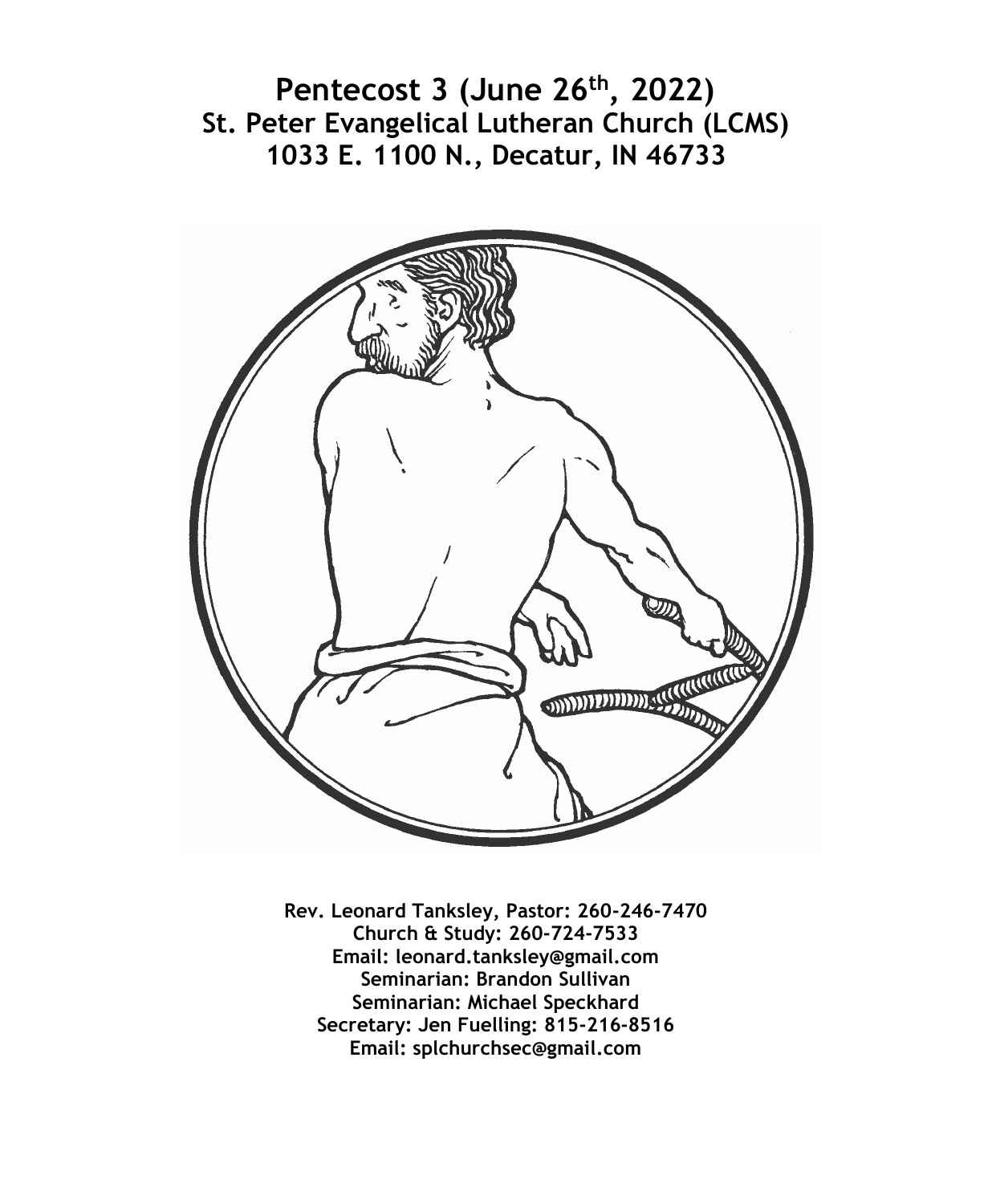# Pentecost 3 (June 26th, 2022)
## St. Peter Evangelical Lutheran Church (LCMS)
## 1033 E. 1100 N., Decatur, IN 46733

**Rev. Leonard Tanksley, Pastor: 260-246-7470**
**Church & Study: 260-724-7533**
**Email: leonard.tanksley@gmail.com**
**Seminarian: Brandon Sullivan**
**Seminarian: Michael Speckhard**
**Secretary: Jen Fuelling: 815-216-8516**
**Email: splchurchsec@gmail.com**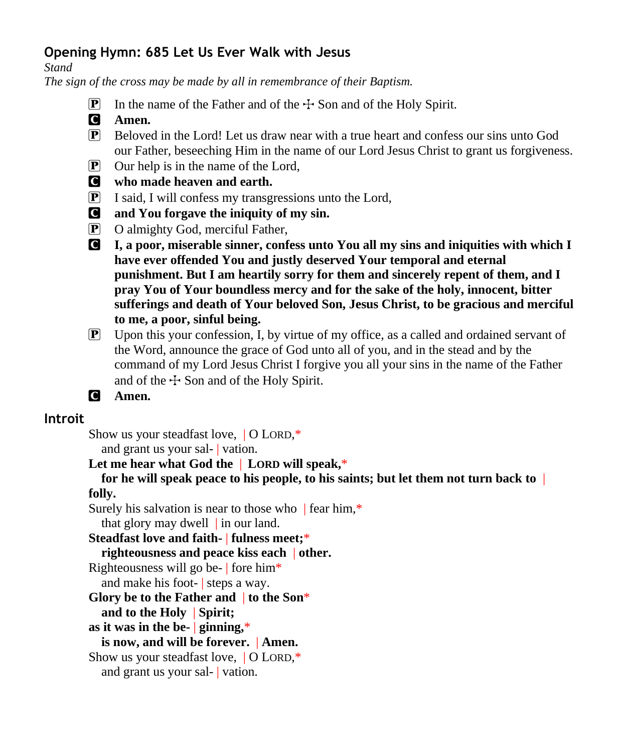## Opening Hymn: 685 Let Us Ever Walk with Jesus

*Stand*

*The sign of the cross may be made by all in remembrance of their Baptism.*

P In the name of the Father and of the ☩ Son and of the Holy Spirit.

C **Amen.**

P Beloved in the Lord! Let us draw near with a true heart and confess our sins unto God our Father, beseeching Him in the name of our Lord Jesus Christ to grant us forgiveness.

P Our help is in the name of the Lord,

C **who made heaven and earth.**

P I said, I will confess my transgressions unto the Lord,

C **and You forgave the iniquity of my sin.**

P O almighty God, merciful Father,

C **I, a poor, miserable sinner, confess unto You all my sins and iniquities with which I have ever offended You and justly deserved Your temporal and eternal punishment. But I am heartily sorry for them and sincerely repent of them, and I pray You of Your boundless mercy and for the sake of the holy, innocent, bitter sufferings and death of Your beloved Son, Jesus Christ, to be gracious and merciful to me, a poor, sinful being.**

P Upon this your confession, I, by virtue of my office, as a called and ordained servant of the Word, announce the grace of God unto all of you, and in the stead and by the command of my Lord Jesus Christ I forgive you all your sins in the name of the Father and of the ☩ Son and of the Holy Spirit.

C **Amen.**

## Introit

Show us your steadfast love, | O LORD,*
  and grant us your sal- | vation.

**Let me hear what God the | LORD will speak,***
  **for he will speak peace to his people, to his saints; but let them not turn back to | folly.**

Surely his salvation is near to those who | fear him,*
  that glory may dwell | in our land.

**Steadfast love and faith- | fulness meet;***
  **righteousness and peace kiss each | other.**

Righteousness will go be- | fore him*
  and make his foot- | steps a way.

**Glory be to the Father and | to the Son***
  **and to the Holy | Spirit;**

**as it was in the be- | ginning,***
  **is now, and will be forever. | Amen.**

Show us your steadfast love, | O LORD,*
  and grant us your sal- | vation.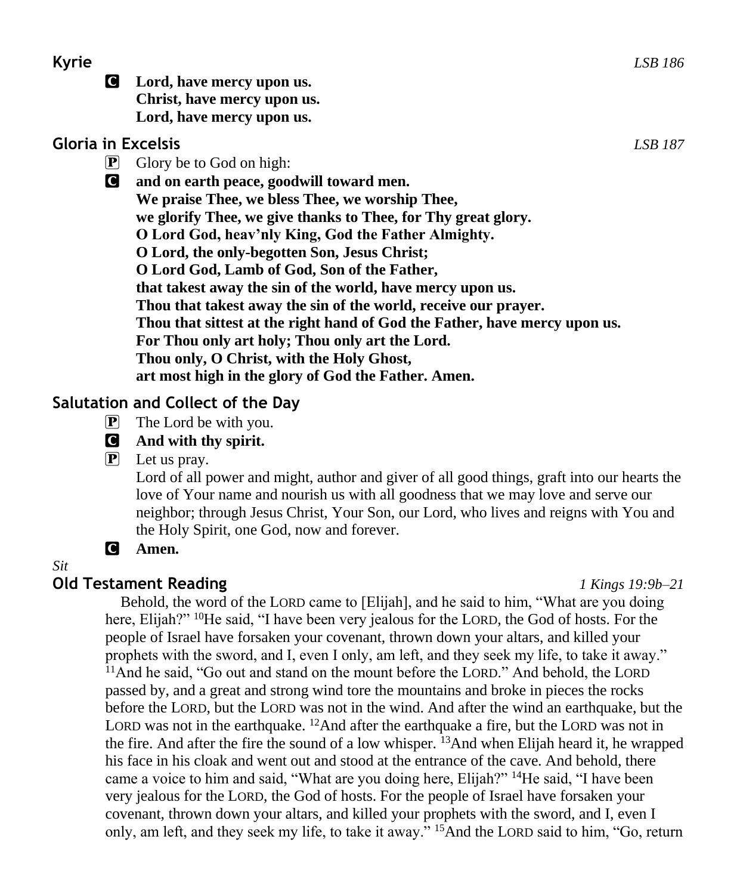## Kyrie *LSB 186*

**C** **Lord, have mercy upon us.**
**Christ, have mercy upon us.**
**Lord, have mercy upon us.**

## Gloria in Excelsis *LSB 187*

**P** Glory be to God on high:

**C** **and on earth peace, goodwill toward men.**
**We praise Thee, we bless Thee, we worship Thee,**
**we glorify Thee, we give thanks to Thee, for Thy great glory.**
**O Lord God, heav'nly King, God the Father Almighty.**
**O Lord, the only-begotten Son, Jesus Christ;**
**O Lord God, Lamb of God, Son of the Father,**
**that takest away the sin of the world, have mercy upon us.**
**Thou that takest away the sin of the world, receive our prayer.**
**Thou that sittest at the right hand of God the Father, have mercy upon us.**
**For Thou only art holy; Thou only art the Lord.**
**Thou only, O Christ, with the Holy Ghost,**
**art most high in the glory of God the Father. Amen.**

## Salutation and Collect of the Day

**P** The Lord be with you.

**C** **And with thy spirit.**

**P** Let us pray.
Lord of all power and might, author and giver of all good things, graft into our hearts the love of Your name and nourish us with all goodness that we may love and serve our neighbor; through Jesus Christ, Your Son, our Lord, who lives and reigns with You and the Holy Spirit, one God, now and forever.

**C** **Amen.**

*Sit*

## Old Testament Reading *1 Kings 19:9b–21*

Behold, the word of the LORD came to [Elijah], and he said to him, "What are you doing here, Elijah?" [10]He said, "I have been very jealous for the LORD, the God of hosts. For the people of Israel have forsaken your covenant, thrown down your altars, and killed your prophets with the sword, and I, even I only, am left, and they seek my life, to take it away." [11]And he said, "Go out and stand on the mount before the LORD." And behold, the LORD passed by, and a great and strong wind tore the mountains and broke in pieces the rocks before the LORD, but the LORD was not in the wind. And after the wind an earthquake, but the LORD was not in the earthquake. [12]And after the earthquake a fire, but the LORD was not in the fire. And after the fire the sound of a low whisper. [13]And when Elijah heard it, he wrapped his face in his cloak and went out and stood at the entrance of the cave. And behold, there came a voice to him and said, "What are you doing here, Elijah?" [14]He said, "I have been very jealous for the LORD, the God of hosts. For the people of Israel have forsaken your covenant, thrown down your altars, and killed your prophets with the sword, and I, even I only, am left, and they seek my life, to take it away." [15]And the LORD said to him, "Go, return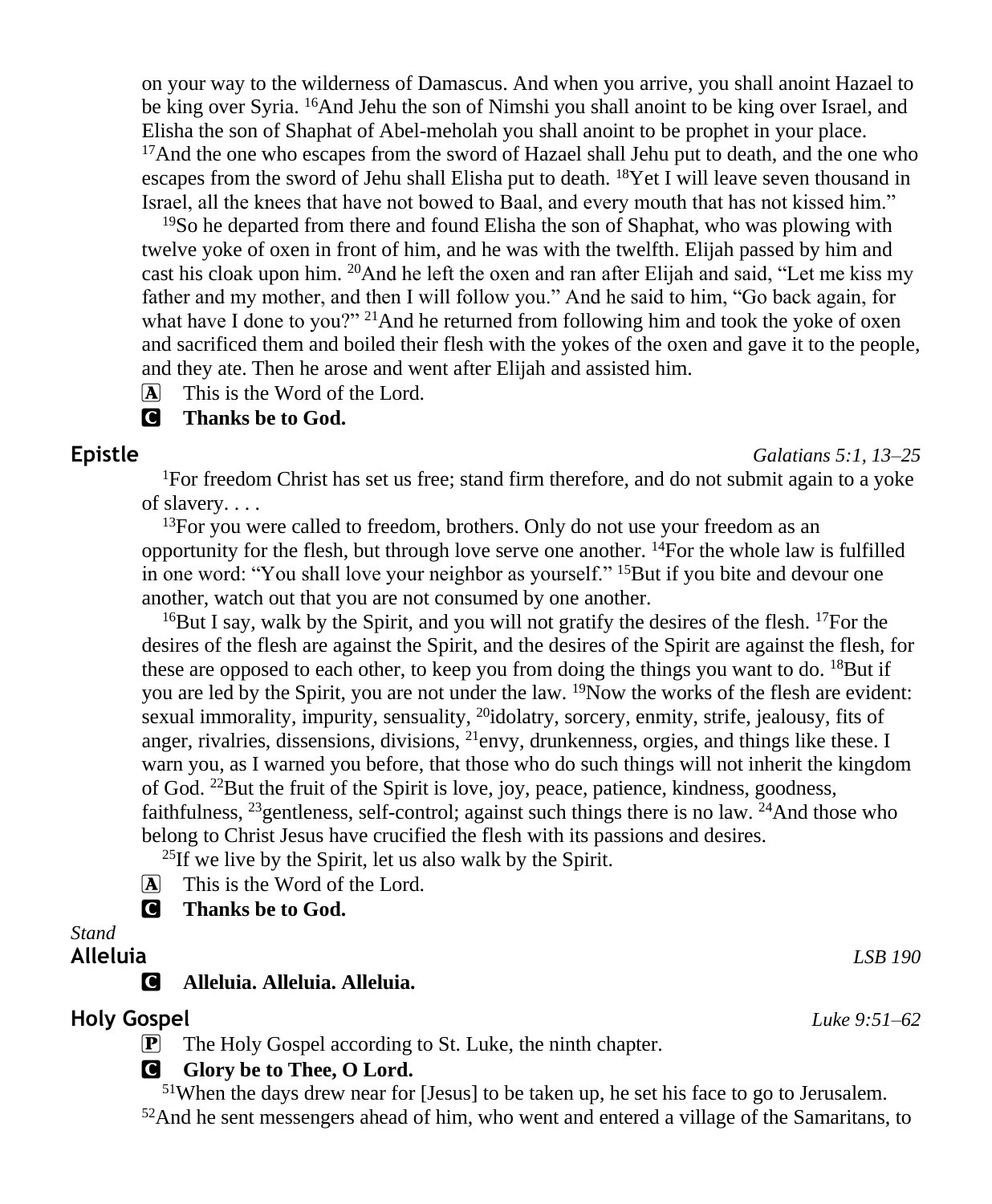on your way to the wilderness of Damascus. And when you arrive, you shall anoint Hazael to be king over Syria. [16]And Jehu the son of Nimshi you shall anoint to be king over Israel, and Elisha the son of Shaphat of Abel-meholah you shall anoint to be prophet in your place. [17]And the one who escapes from the sword of Hazael shall Jehu put to death, and the one who escapes from the sword of Jehu shall Elisha put to death. [18]Yet I will leave seven thousand in Israel, all the knees that have not bowed to Baal, and every mouth that has not kissed him."

[19]So he departed from there and found Elisha the son of Shaphat, who was plowing with twelve yoke of oxen in front of him, and he was with the twelfth. Elijah passed by him and cast his cloak upon him. [20]And he left the oxen and ran after Elijah and said, "Let me kiss my father and my mother, and then I will follow you." And he said to him, "Go back again, for what have I done to you?" [21]And he returned from following him and took the yoke of oxen and sacrificed them and boiled their flesh with the yokes of the oxen and gave it to the people, and they ate. Then he arose and went after Elijah and assisted him.

A This is the Word of the Lord.

C **Thanks be to God.**

## Epistle *Galatians 5:1, 13–25*

[1]For freedom Christ has set us free; stand firm therefore, and do not submit again to a yoke of slavery. . . .

[13]For you were called to freedom, brothers. Only do not use your freedom as an opportunity for the flesh, but through love serve one another. [14]For the whole law is fulfilled in one word: "You shall love your neighbor as yourself." [15]But if you bite and devour one another, watch out that you are not consumed by one another.

[16]But I say, walk by the Spirit, and you will not gratify the desires of the flesh. [17]For the desires of the flesh are against the Spirit, and the desires of the Spirit are against the flesh, for these are opposed to each other, to keep you from doing the things you want to do. [18]But if you are led by the Spirit, you are not under the law. [19]Now the works of the flesh are evident: sexual immorality, impurity, sensuality, [20]idolatry, sorcery, enmity, strife, jealousy, fits of anger, rivalries, dissensions, divisions, [21]envy, drunkenness, orgies, and things like these. I warn you, as I warned you before, that those who do such things will not inherit the kingdom of God. [22]But the fruit of the Spirit is love, joy, peace, patience, kindness, goodness, faithfulness, [23]gentleness, self-control; against such things there is no law. [24]And those who belong to Christ Jesus have crucified the flesh with its passions and desires.

[25]If we live by the Spirit, let us also walk by the Spirit.

A This is the Word of the Lord.

C **Thanks be to God.**

*Stand*

## Alleluia *LSB 190*

C **Alleluia. Alleluia. Alleluia.**

## Holy Gospel *Luke 9:51–62*

P The Holy Gospel according to St. Luke, the ninth chapter.

C **Glory be to Thee, O Lord.**

[51]When the days drew near for [Jesus] to be taken up, he set his face to go to Jerusalem. [52]And he sent messengers ahead of him, who went and entered a village of the Samaritans, to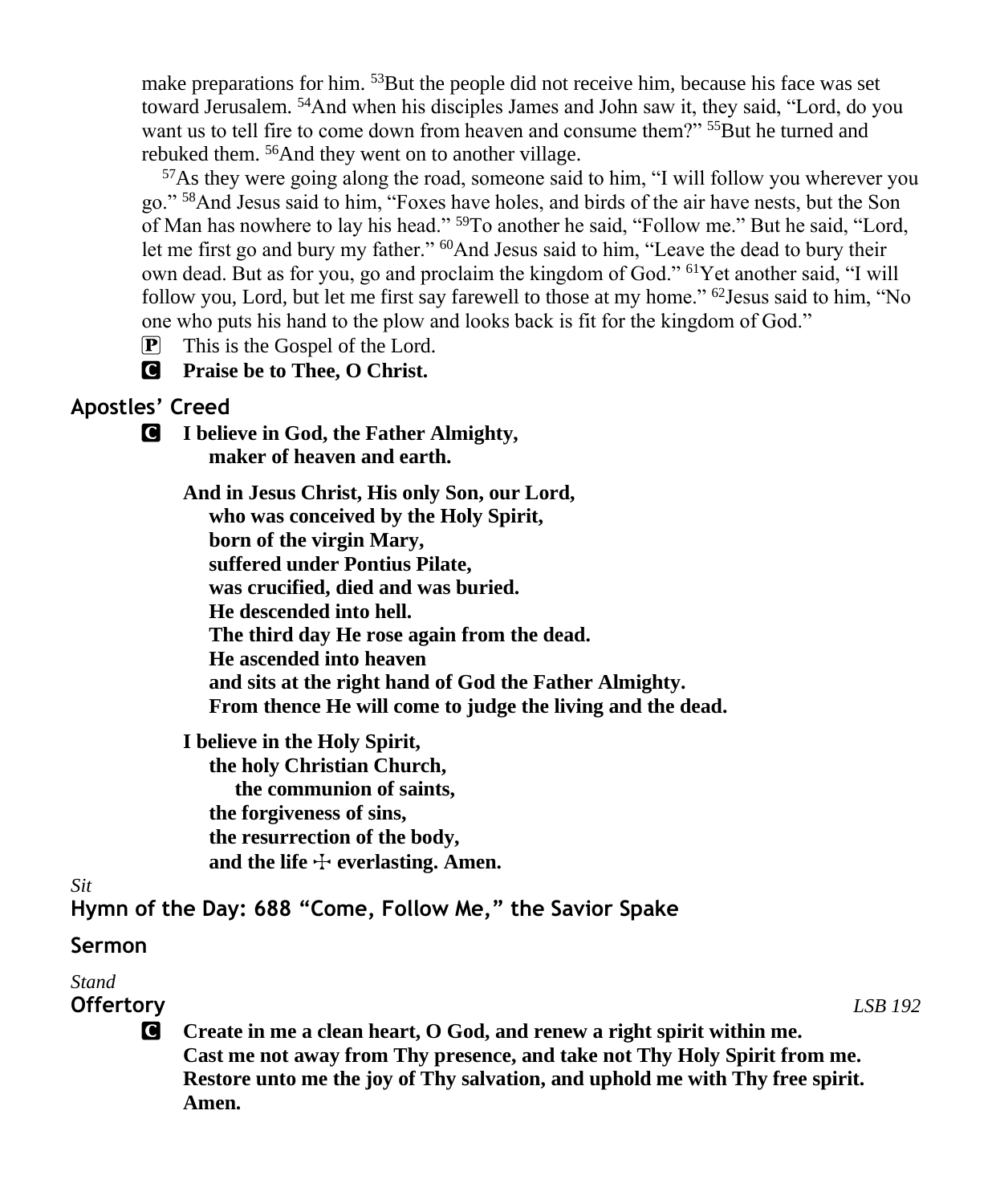make preparations for him. [53]But the people did not receive him, because his face was set toward Jerusalem. [54]And when his disciples James and John saw it, they said, "Lord, do you want us to tell fire to come down from heaven and consume them?" [55]But he turned and rebuked them. [56]And they went on to another village.

[57]As they were going along the road, someone said to him, "I will follow you wherever you go." [58]And Jesus said to him, "Foxes have holes, and birds of the air have nests, but the Son of Man has nowhere to lay his head." [59]To another he said, "Follow me." But he said, "Lord, let me first go and bury my father." [60]And Jesus said to him, "Leave the dead to bury their own dead. But as for you, go and proclaim the kingdom of God." [61]Yet another said, "I will follow you, Lord, but let me first say farewell to those at my home." [62]Jesus said to him, "No one who puts his hand to the plow and looks back is fit for the kingdom of God."

P This is the Gospel of the Lord.

C **Praise be to Thee, O Christ.**

## Apostles' Creed

C **I believe in God, the Father Almighty,**
**maker of heaven and earth.**

**And in Jesus Christ, His only Son, our Lord,**
**who was conceived by the Holy Spirit,**
**born of the virgin Mary,**
**suffered under Pontius Pilate,**
**was crucified, died and was buried.**
**He descended into hell.**
**The third day He rose again from the dead.**
**He ascended into heaven**
**and sits at the right hand of God the Father Almighty.**
**From thence He will come to judge the living and the dead.**

**I believe in the Holy Spirit,**
**the holy Christian Church,**
**the communion of saints,**
**the forgiveness of sins,**
**the resurrection of the body,**
**and the life ☩ everlasting. Amen.**

*Sit*

## Hymn of the Day: 688 "Come, Follow Me," the Savior Spake

## Sermon

*Stand*

## Offertory *LSB 192*

C **Create in me a clean heart, O God, and renew a right spirit within me.**
**Cast me not away from Thy presence, and take not Thy Holy Spirit from me.**
**Restore unto me the joy of Thy salvation, and uphold me with Thy free spirit.**
**Amen.**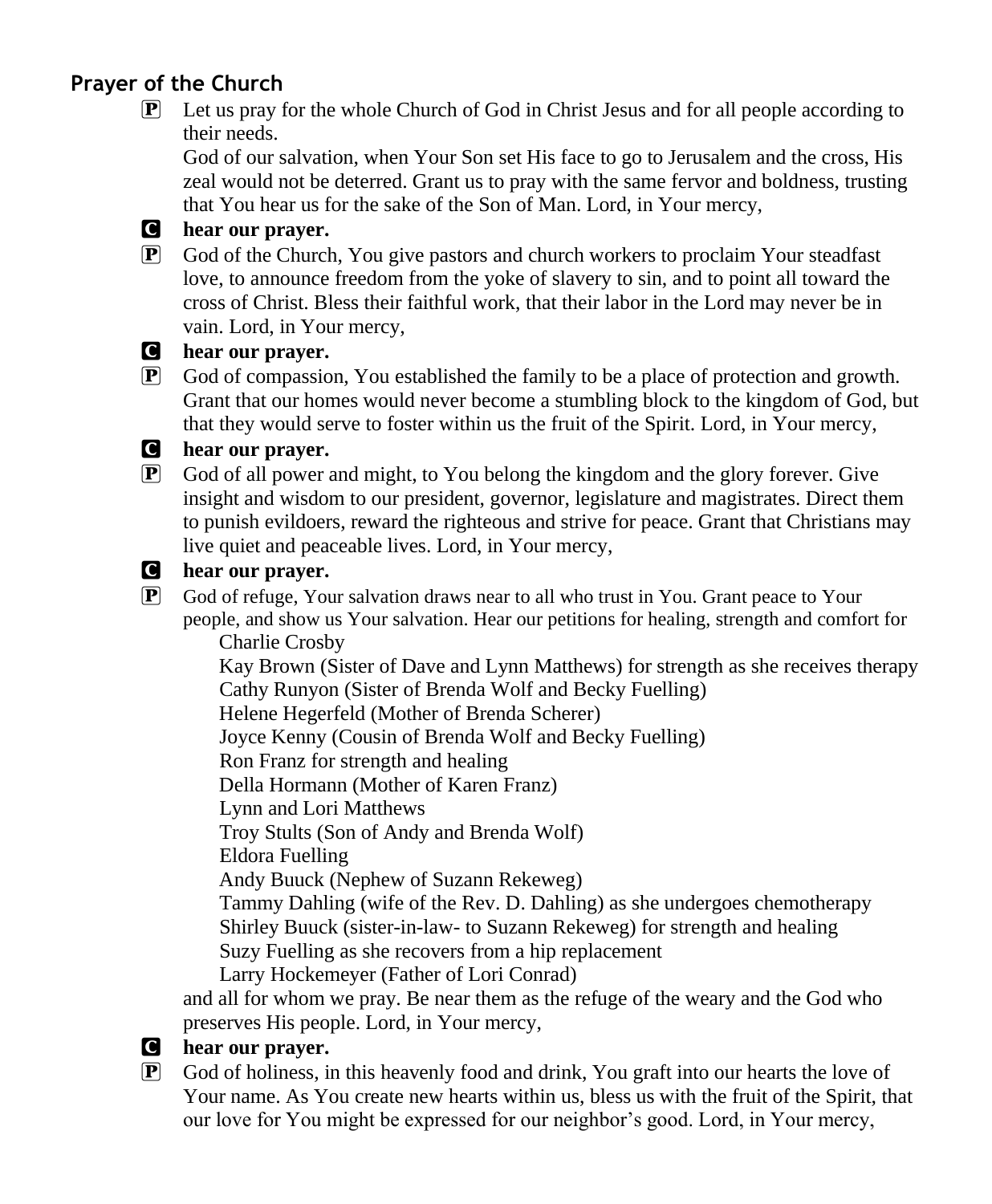## Prayer of the Church

**P** Let us pray for the whole Church of God in Christ Jesus and for all people according to their needs.
God of our salvation, when Your Son set His face to go to Jerusalem and the cross, His zeal would not be deterred. Grant us to pray with the same fervor and boldness, trusting that You hear us for the sake of the Son of Man. Lord, in Your mercy,

**C** **hear our prayer.**

**P** God of the Church, You give pastors and church workers to proclaim Your steadfast love, to announce freedom from the yoke of slavery to sin, and to point all toward the cross of Christ. Bless their faithful work, that their labor in the Lord may never be in vain. Lord, in Your mercy,

**C** **hear our prayer.**

**P** God of compassion, You established the family to be a place of protection and growth. Grant that our homes would never become a stumbling block to the kingdom of God, but that they would serve to foster within us the fruit of the Spirit. Lord, in Your mercy,

**C** **hear our prayer.**

**P** God of all power and might, to You belong the kingdom and the glory forever. Give insight and wisdom to our president, governor, legislature and magistrates. Direct them to punish evildoers, reward the righteous and strive for peace. Grant that Christians may live quiet and peaceable lives. Lord, in Your mercy,

**C** **hear our prayer.**

**P** God of refuge, Your salvation draws near to all who trust in You. Grant peace to Your people, and show us Your salvation. Hear our petitions for healing, strength and comfort for

Charlie Crosby
Kay Brown (Sister of Dave and Lynn Matthews) for strength as she receives therapy
Cathy Runyon (Sister of Brenda Wolf and Becky Fuelling)
Helene Hegerfeld (Mother of Brenda Scherer)
Joyce Kenny (Cousin of Brenda Wolf and Becky Fuelling)
Ron Franz for strength and healing
Della Hormann (Mother of Karen Franz)
Lynn and Lori Matthews
Troy Stults (Son of Andy and Brenda Wolf)
Eldora Fuelling
Andy Buuck (Nephew of Suzann Rekeweg)
Tammy Dahling (wife of the Rev. D. Dahling) as she undergoes chemotherapy
Shirley Buuck (sister-in-law- to Suzann Rekeweg) for strength and healing
Suzy Fuelling as she recovers from a hip replacement
Larry Hockemeyer (Father of Lori Conrad)

and all for whom we pray. Be near them as the refuge of the weary and the God who preserves His people. Lord, in Your mercy,

**C** **hear our prayer.**

**P** God of holiness, in this heavenly food and drink, You graft into our hearts the love of Your name. As You create new hearts within us, bless us with the fruit of the Spirit, that our love for You might be expressed for our neighbor's good. Lord, in Your mercy,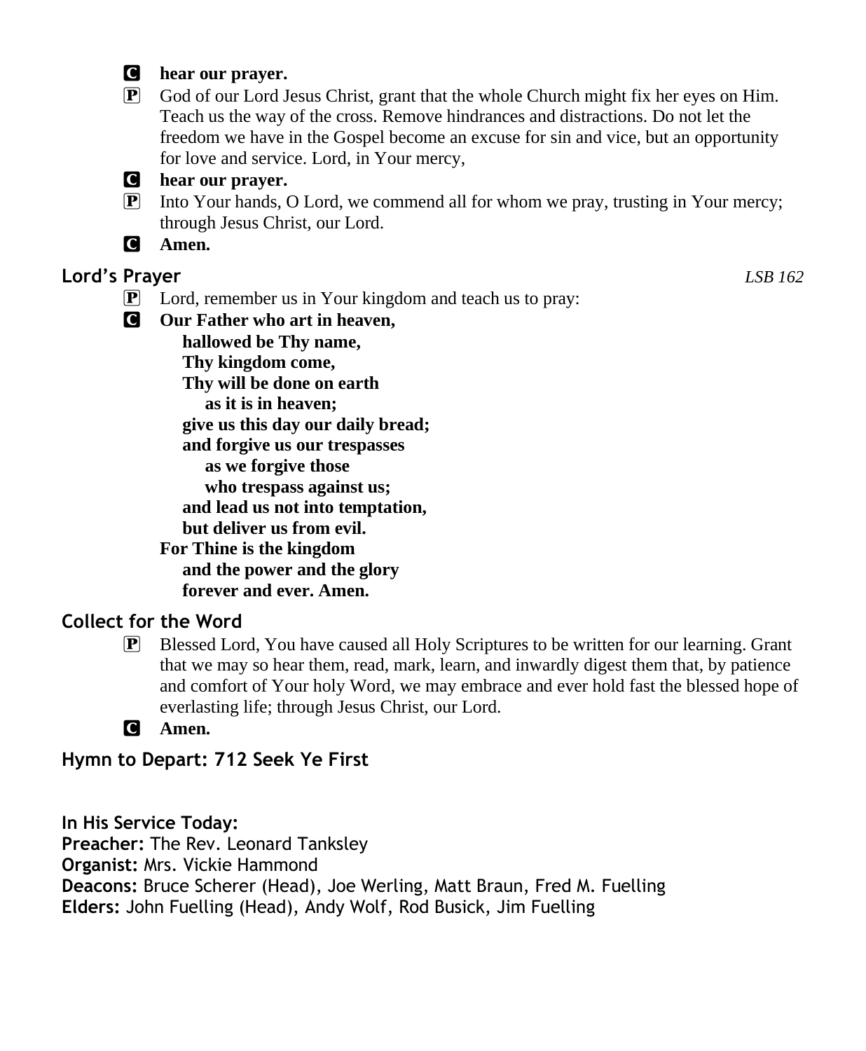**C** **hear our prayer.**

**P** God of our Lord Jesus Christ, grant that the whole Church might fix her eyes on Him. Teach us the way of the cross. Remove hindrances and distractions. Do not let the freedom we have in the Gospel become an excuse for sin and vice, but an opportunity for love and service. Lord, in Your mercy,

**C** **hear our prayer.**

**P** Into Your hands, O Lord, we commend all for whom we pray, trusting in Your mercy; through Jesus Christ, our Lord.

**C** **Amen.**

## Lord's Prayer *LSB 162*

**P** Lord, remember us in Your kingdom and teach us to pray:

**C** **Our Father who art in heaven,**
**hallowed be Thy name,**
**Thy kingdom come,**
**Thy will be done on earth**
**as it is in heaven;**
**give us this day our daily bread;**
**and forgive us our trespasses**
**as we forgive those**
**who trespass against us;**
**and lead us not into temptation,**
**but deliver us from evil.**
**For Thine is the kingdom**
**and the power and the glory**
**forever and ever. Amen.**

## Collect for the Word

**P** Blessed Lord, You have caused all Holy Scriptures to be written for our learning. Grant that we may so hear them, read, mark, learn, and inwardly digest them that, by patience and comfort of Your holy Word, we may embrace and ever hold fast the blessed hope of everlasting life; through Jesus Christ, our Lord.

**C** **Amen.**

## Hymn to Depart: 712 Seek Ye First

**In His Service Today:**
**Preacher:** The Rev. Leonard Tanksley
**Organist:** Mrs. Vickie Hammond
**Deacons:** Bruce Scherer (Head), Joe Werling, Matt Braun, Fred M. Fuelling
**Elders:** John Fuelling (Head), Andy Wolf, Rod Busick, Jim Fuelling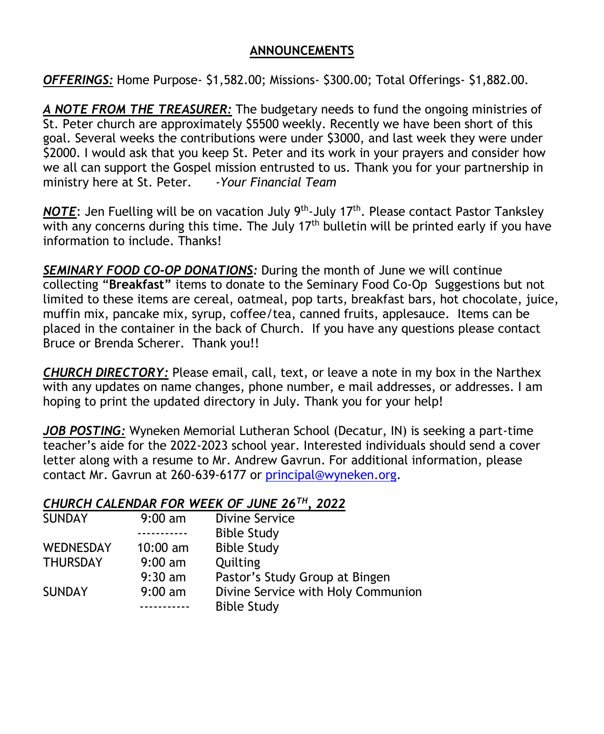## ANNOUNCEMENTS

***OFFERINGS:*** Home Purpose- $1,582.00; Missions- $300.00; Total Offerings- $1,882.00.

***A NOTE FROM THE TREASURER:*** The budgetary needs to fund the ongoing ministries of St. Peter church are approximately $5500 weekly. Recently we have been short of this goal. Several weeks the contributions were under $3000, and last week they were under $2000. I would ask that you keep St. Peter and its work in your prayers and consider how we all can support the Gospel mission entrusted to us. Thank you for your partnership in ministry here at St. Peter. *-Your Financial Team*

***NOTE***: Jen Fuelling will be on vacation July 9th-July 17th. Please contact Pastor Tanksley with any concerns during this time. The July 17th bulletin will be printed early if you have information to include. Thanks!

***SEMINARY FOOD CO-OP DONATIONS:*** During the month of June we will continue collecting **"Breakfast"** items to donate to the Seminary Food Co-Op Suggestions but not limited to these items are cereal, oatmeal, pop tarts, breakfast bars, hot chocolate, juice, muffin mix, pancake mix, syrup, coffee/tea, canned fruits, applesauce. Items can be placed in the container in the back of Church. If you have any questions please contact Bruce or Brenda Scherer. Thank you!!

***CHURCH DIRECTORY:*** Please email, call, text, or leave a note in my box in the Narthex with any updates on name changes, phone number, e mail addresses, or addresses. I am hoping to print the updated directory in July. Thank you for your help!

***JOB POSTING:*** Wyneken Memorial Lutheran School (Decatur, IN) is seeking a part-time teacher's aide for the 2022-2023 school year. Interested individuals should send a cover letter along with a resume to Mr. Andrew Gavrun. For additional information, please contact Mr. Gavrun at 260-639-6177 or principal@wyneken.org.

***CHURCH CALENDAR FOR WEEK OF JUNE 26TH, 2022***

| | | |
|---|---|---|
| SUNDAY | 9:00 am | Divine Service |
| | ----------- | Bible Study |
| WEDNESDAY | 10:00 am | Bible Study |
| THURSDAY | 9:00 am | Quilting |
| | 9:30 am | Pastor's Study Group at Bingen |
| SUNDAY | 9:00 am | Divine Service with Holy Communion |
| | ----------- | Bible Study |